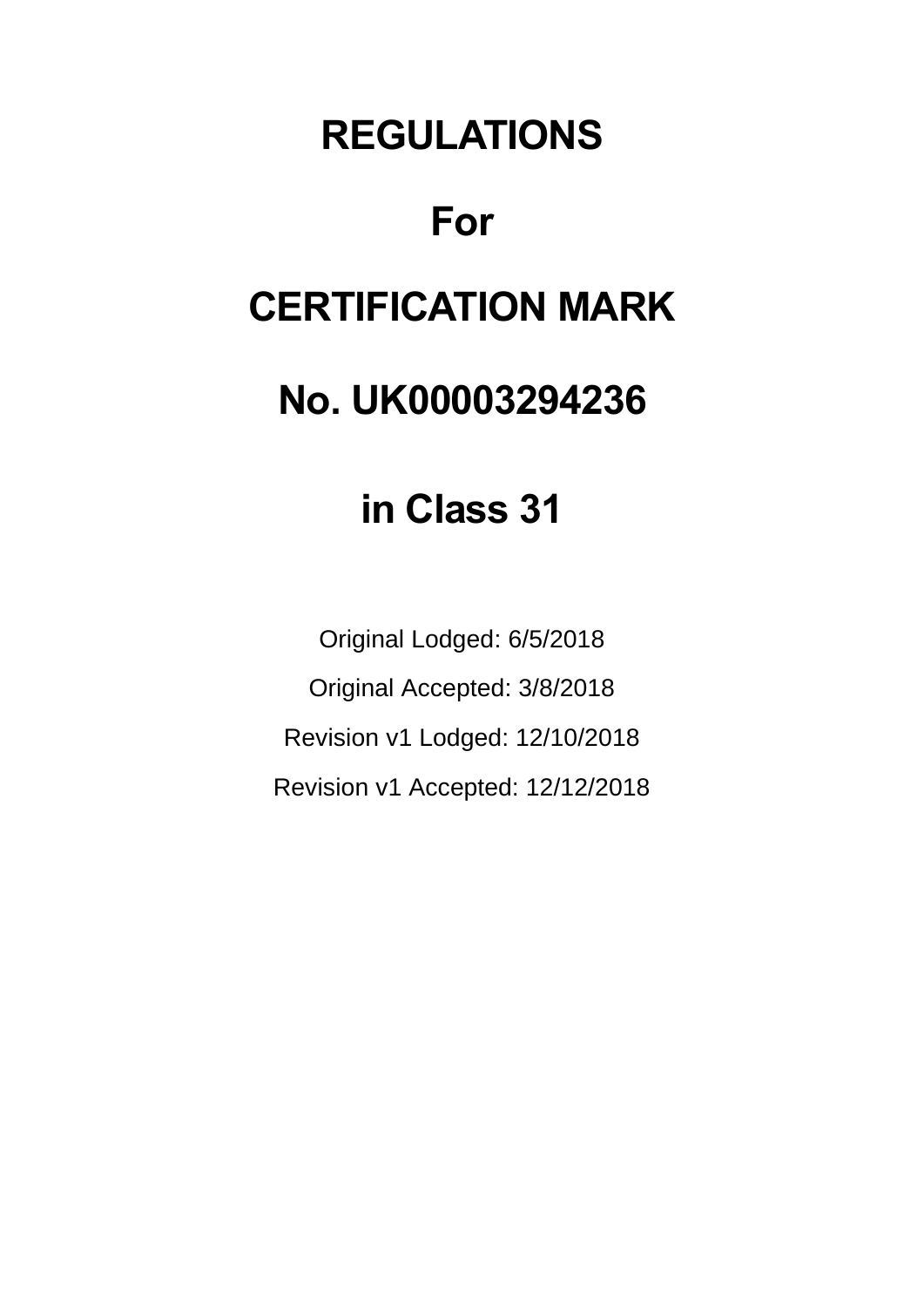# REGULATIONS

# For

# CERTIFICATION MARK

# No. UK00003294236

# in Class 31

Original Lodged: 6/5/2018

Original Accepted: 3/8/2018

Revision v1 Lodged: 12/10/2018

Revision v1 Accepted: 12/12/2018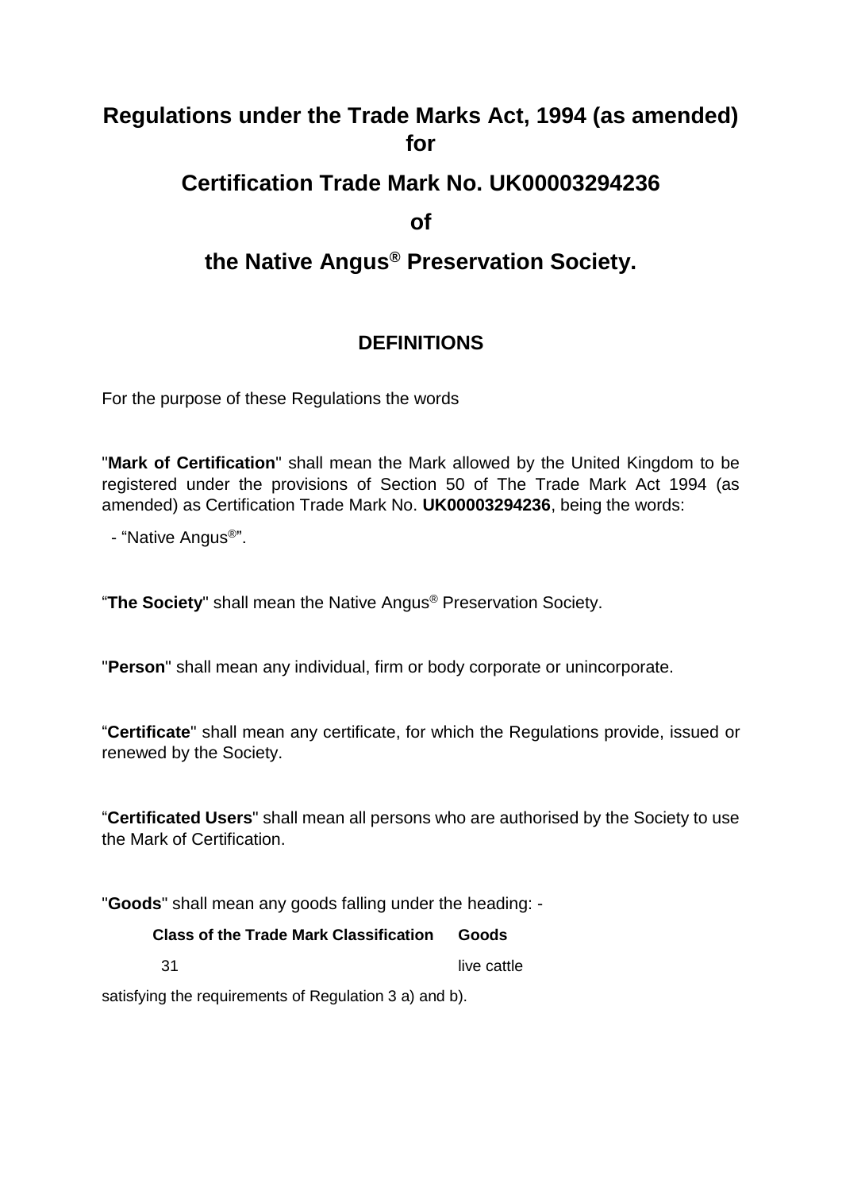# Regulations under the Trade Marks Act, 1994 (as amended) for

# Certification Trade Mark No. UK00003294236

# of

# the Native Angus® Preservation Society.

## DEFINITIONS

For the purpose of these Regulations the words

"**Mark of Certification**" shall mean the Mark allowed by the United Kingdom to be registered under the provisions of Section 50 of The Trade Mark Act 1994 (as amended) as Certification Trade Mark No. **UK00003294236**, being the words:

- "Native Angus®".

"**The Society**" shall mean the Native Angus® Preservation Society.

"**Person**" shall mean any individual, firm or body corporate or unincorporate.

"**Certificate**" shall mean any certificate, for which the Regulations provide, issued or renewed by the Society.

"**Certificated Users**" shall mean all persons who are authorised by the Society to use the Mark of Certification.

"**Goods**" shall mean any goods falling under the heading: -

| Class of the Trade Mark Classification | Goods |
|---|---|
| 31 | live cattle |

satisfying the requirements of Regulation 3 a) and b).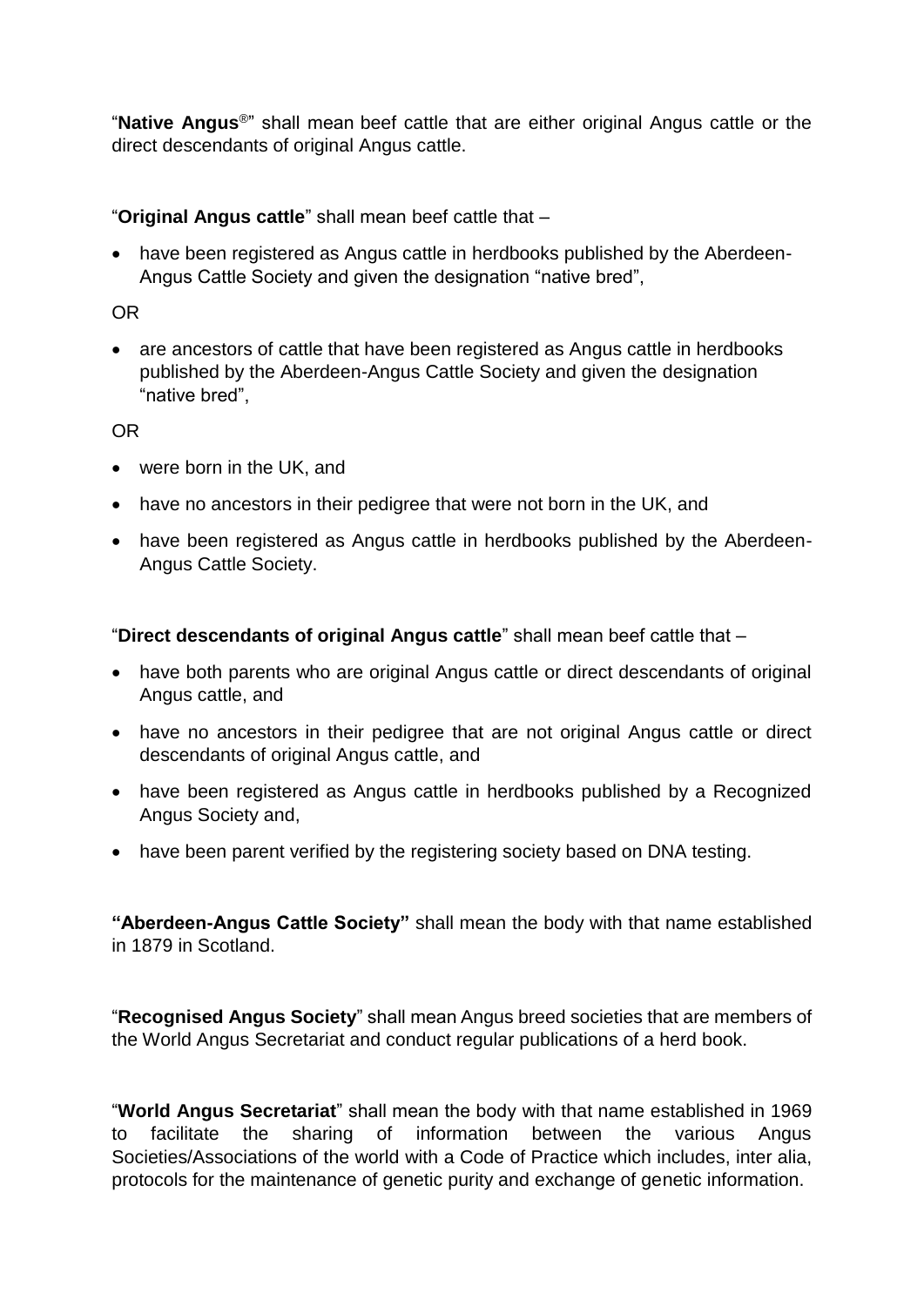"**Native Angus**®" shall mean beef cattle that are either original Angus cattle or the direct descendants of original Angus cattle.

"**Original Angus cattle**" shall mean beef cattle that –

- have been registered as Angus cattle in herdbooks published by the Aberdeen-Angus Cattle Society and given the designation "native bred",

OR

- are ancestors of cattle that have been registered as Angus cattle in herdbooks published by the Aberdeen-Angus Cattle Society and given the designation "native bred",

OR

- were born in the UK, and
- have no ancestors in their pedigree that were not born in the UK, and
- have been registered as Angus cattle in herdbooks published by the Aberdeen-Angus Cattle Society.

"**Direct descendants of original Angus cattle**" shall mean beef cattle that –

- have both parents who are original Angus cattle or direct descendants of original Angus cattle, and
- have no ancestors in their pedigree that are not original Angus cattle or direct descendants of original Angus cattle, and
- have been registered as Angus cattle in herdbooks published by a Recognized Angus Society and,
- have been parent verified by the registering society based on DNA testing.

**"Aberdeen-Angus Cattle Society"** shall mean the body with that name established in 1879 in Scotland.

"**Recognised Angus Society**" shall mean Angus breed societies that are members of the World Angus Secretariat and conduct regular publications of a herd book.

"**World Angus Secretariat**" shall mean the body with that name established in 1969 to facilitate the sharing of information between the various Angus Societies/Associations of the world with a Code of Practice which includes, inter alia, protocols for the maintenance of genetic purity and exchange of genetic information.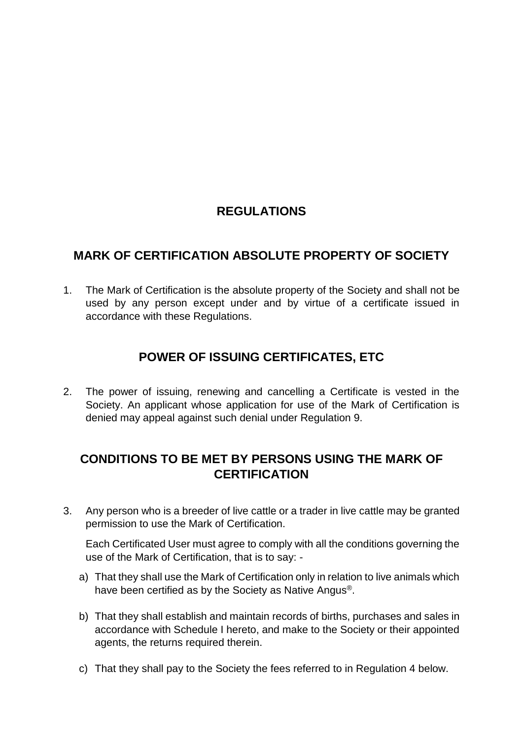# REGULATIONS

## MARK OF CERTIFICATION ABSOLUTE PROPERTY OF SOCIETY

1. The Mark of Certification is the absolute property of the Society and shall not be used by any person except under and by virtue of a certificate issued in accordance with these Regulations.

## POWER OF ISSUING CERTIFICATES, ETC

2. The power of issuing, renewing and cancelling a Certificate is vested in the Society. An applicant whose application for use of the Mark of Certification is denied may appeal against such denial under Regulation 9.

## CONDITIONS TO BE MET BY PERSONS USING THE MARK OF CERTIFICATION

3. Any person who is a breeder of live cattle or a trader in live cattle may be granted permission to use the Mark of Certification.

   Each Certificated User must agree to comply with all the conditions governing the use of the Mark of Certification, that is to say: -

   a) That they shall use the Mark of Certification only in relation to live animals which have been certified as by the Society as Native Angus®.

   b) That they shall establish and maintain records of births, purchases and sales in accordance with Schedule I hereto, and make to the Society or their appointed agents, the returns required therein.

   c) That they shall pay to the Society the fees referred to in Regulation 4 below.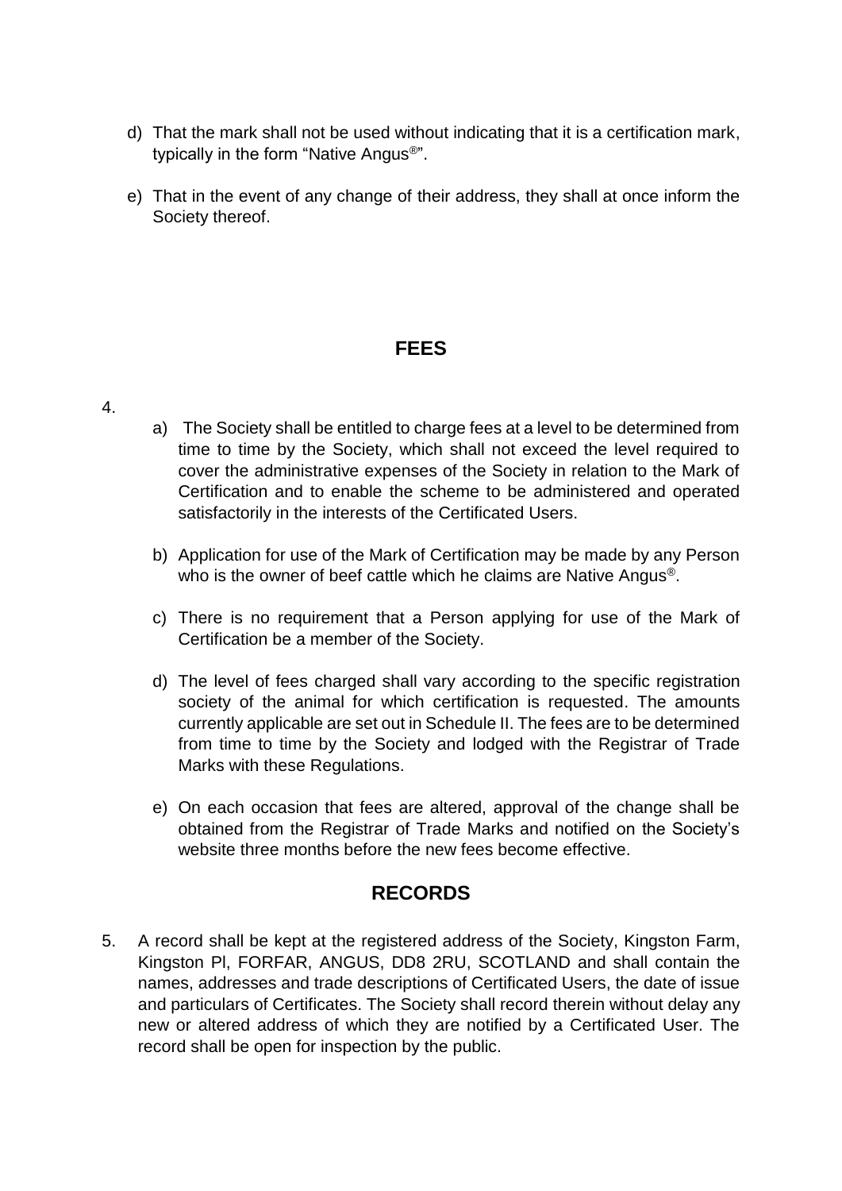d) That the mark shall not be used without indicating that it is a certification mark, typically in the form "Native Angus®".

e) That in the event of any change of their address, they shall at once inform the Society thereof.

## FEES

4.

a) The Society shall be entitled to charge fees at a level to be determined from time to time by the Society, which shall not exceed the level required to cover the administrative expenses of the Society in relation to the Mark of Certification and to enable the scheme to be administered and operated satisfactorily in the interests of the Certificated Users.

b) Application for use of the Mark of Certification may be made by any Person who is the owner of beef cattle which he claims are Native Angus®.

c) There is no requirement that a Person applying for use of the Mark of Certification be a member of the Society.

d) The level of fees charged shall vary according to the specific registration society of the animal for which certification is requested. The amounts currently applicable are set out in Schedule II. The fees are to be determined from time to time by the Society and lodged with the Registrar of Trade Marks with these Regulations.

e) On each occasion that fees are altered, approval of the change shall be obtained from the Registrar of Trade Marks and notified on the Society's website three months before the new fees become effective.

## RECORDS

5. A record shall be kept at the registered address of the Society, Kingston Farm, Kingston Pl, FORFAR, ANGUS, DD8 2RU, SCOTLAND and shall contain the names, addresses and trade descriptions of Certificated Users, the date of issue and particulars of Certificates. The Society shall record therein without delay any new or altered address of which they are notified by a Certificated User. The record shall be open for inspection by the public.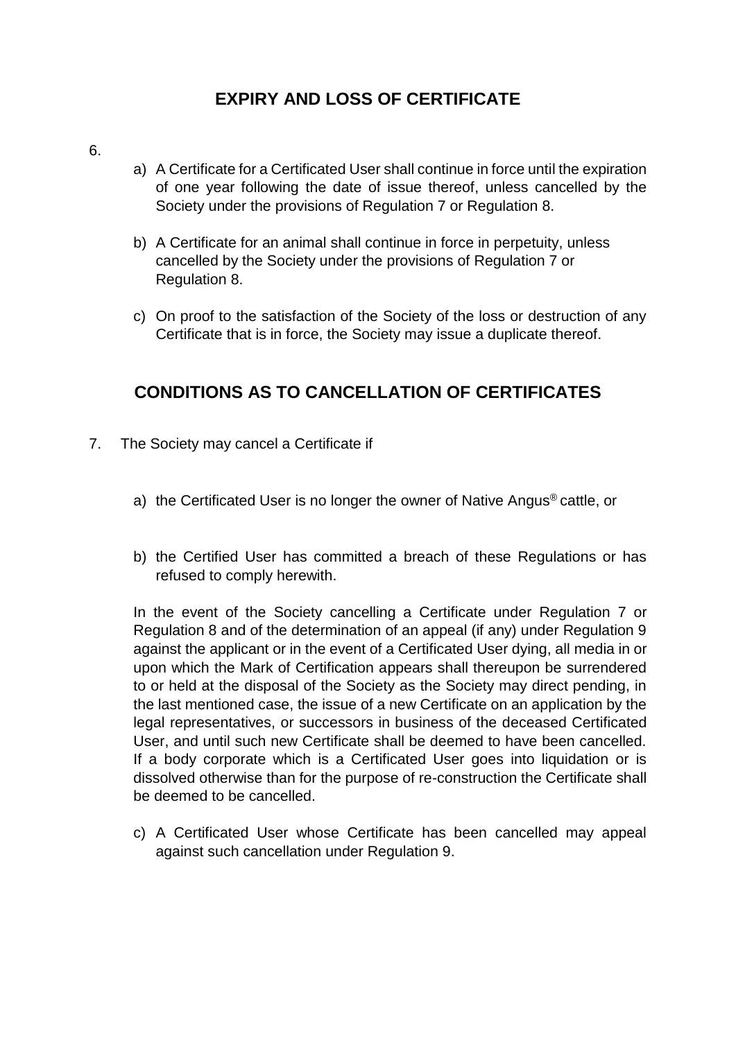## EXPIRY AND LOSS OF CERTIFICATE

6.

a) A Certificate for a Certificated User shall continue in force until the expiration of one year following the date of issue thereof, unless cancelled by the Society under the provisions of Regulation 7 or Regulation 8.

b) A Certificate for an animal shall continue in force in perpetuity, unless cancelled by the Society under the provisions of Regulation 7 or Regulation 8.

c) On proof to the satisfaction of the Society of the loss or destruction of any Certificate that is in force, the Society may issue a duplicate thereof.

## CONDITIONS AS TO CANCELLATION OF CERTIFICATES

7. The Society may cancel a Certificate if

a) the Certificated User is no longer the owner of Native Angus® cattle, or

b) the Certified User has committed a breach of these Regulations or has refused to comply herewith.

In the event of the Society cancelling a Certificate under Regulation 7 or Regulation 8 and of the determination of an appeal (if any) under Regulation 9 against the applicant or in the event of a Certificated User dying, all media in or upon which the Mark of Certification appears shall thereupon be surrendered to or held at the disposal of the Society as the Society may direct pending, in the last mentioned case, the issue of a new Certificate on an application by the legal representatives, or successors in business of the deceased Certificated User, and until such new Certificate shall be deemed to have been cancelled. If a body corporate which is a Certificated User goes into liquidation or is dissolved otherwise than for the purpose of re-construction the Certificate shall be deemed to be cancelled.

c) A Certificated User whose Certificate has been cancelled may appeal against such cancellation under Regulation 9.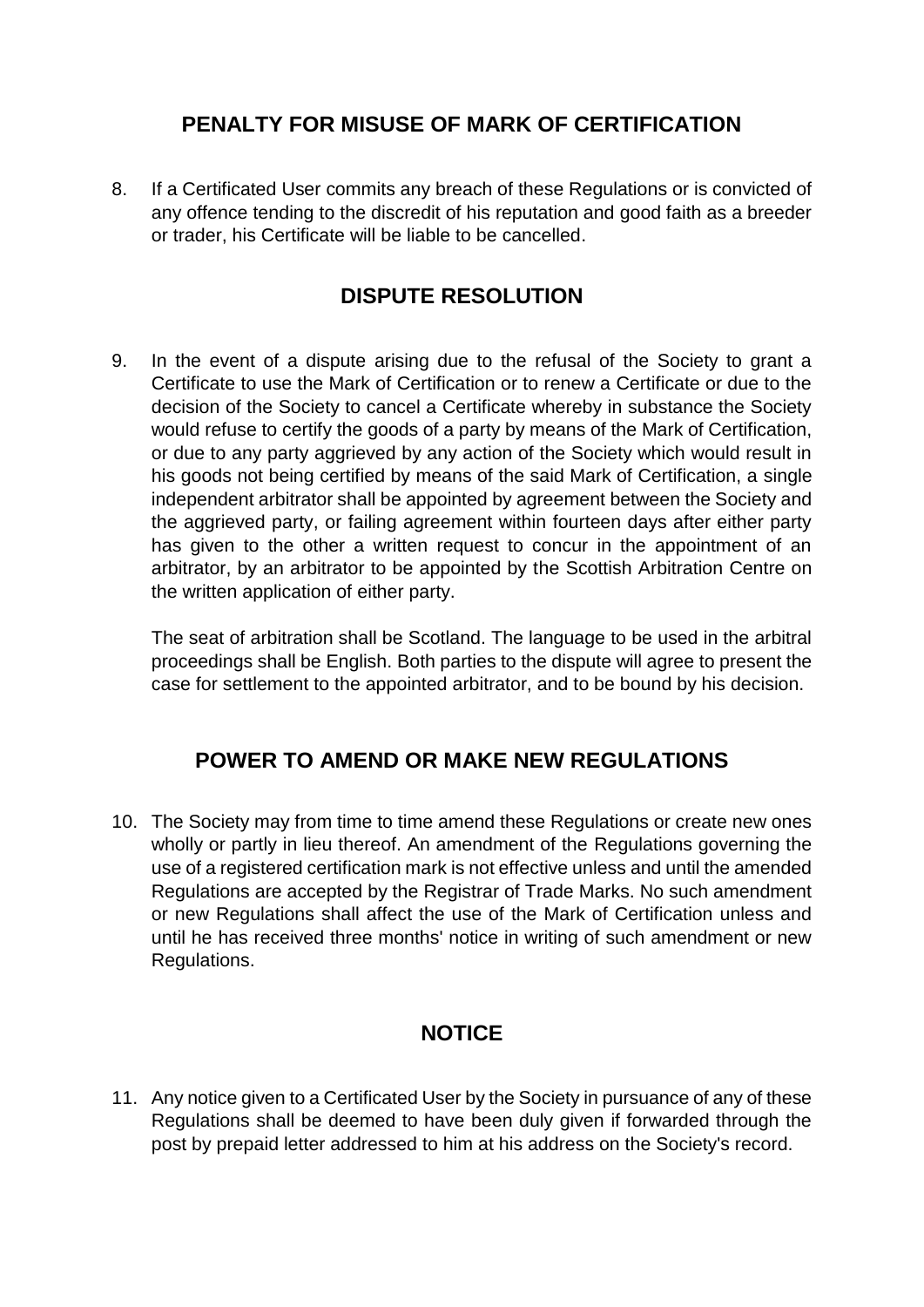## PENALTY FOR MISUSE OF MARK OF CERTIFICATION

8. If a Certificated User commits any breach of these Regulations or is convicted of any offence tending to the discredit of his reputation and good faith as a breeder or trader, his Certificate will be liable to be cancelled.

## DISPUTE RESOLUTION

9. In the event of a dispute arising due to the refusal of the Society to grant a Certificate to use the Mark of Certification or to renew a Certificate or due to the decision of the Society to cancel a Certificate whereby in substance the Society would refuse to certify the goods of a party by means of the Mark of Certification, or due to any party aggrieved by any action of the Society which would result in his goods not being certified by means of the said Mark of Certification, a single independent arbitrator shall be appointed by agreement between the Society and the aggrieved party, or failing agreement within fourteen days after either party has given to the other a written request to concur in the appointment of an arbitrator, by an arbitrator to be appointed by the Scottish Arbitration Centre on the written application of either party.

   The seat of arbitration shall be Scotland. The language to be used in the arbitral proceedings shall be English. Both parties to the dispute will agree to present the case for settlement to the appointed arbitrator, and to be bound by his decision.

## POWER TO AMEND OR MAKE NEW REGULATIONS

10. The Society may from time to time amend these Regulations or create new ones wholly or partly in lieu thereof. An amendment of the Regulations governing the use of a registered certification mark is not effective unless and until the amended Regulations are accepted by the Registrar of Trade Marks. No such amendment or new Regulations shall affect the use of the Mark of Certification unless and until he has received three months' notice in writing of such amendment or new Regulations.

## NOTICE

11. Any notice given to a Certificated User by the Society in pursuance of any of these Regulations shall be deemed to have been duly given if forwarded through the post by prepaid letter addressed to him at his address on the Society's record.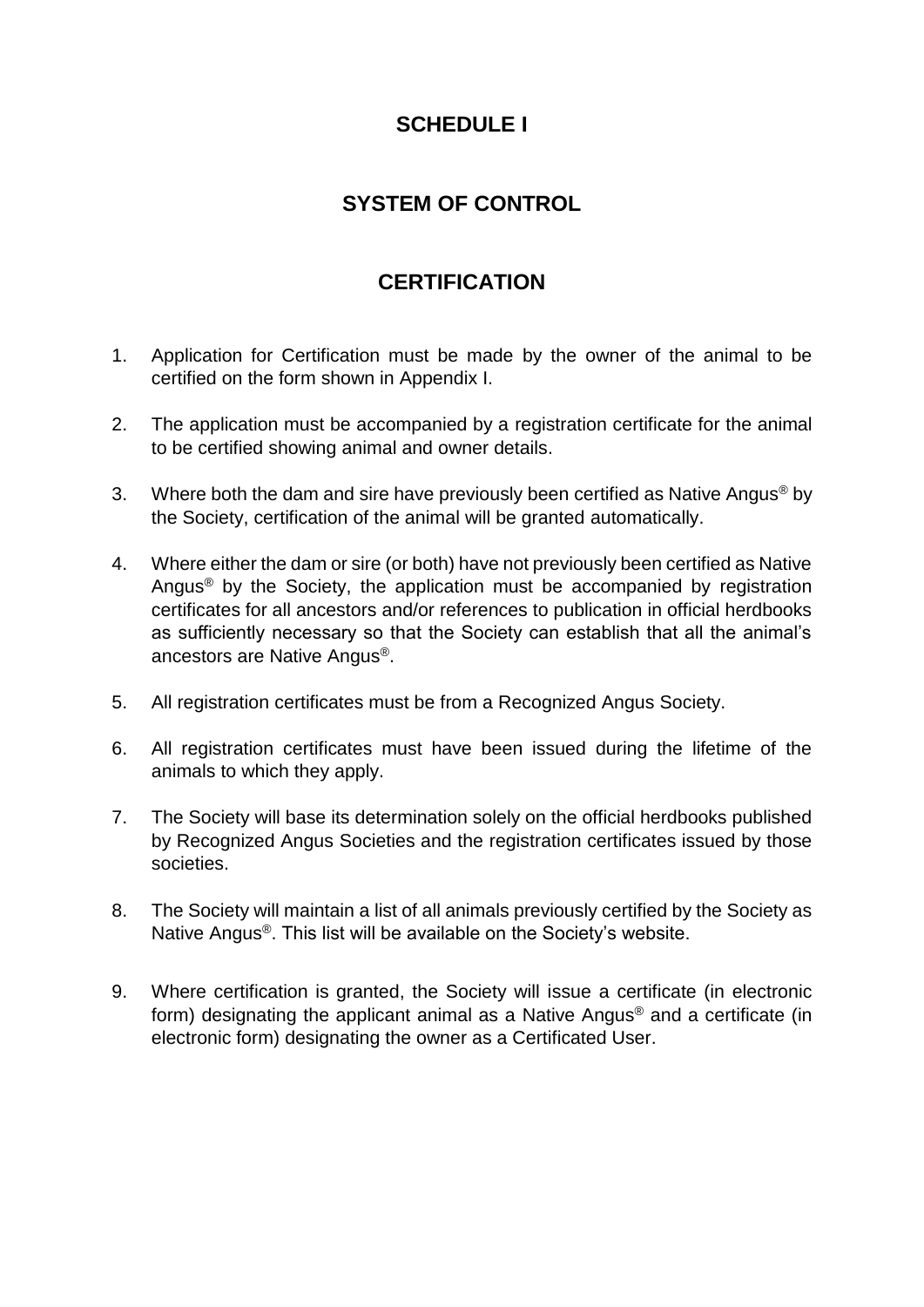# SCHEDULE I

## SYSTEM OF CONTROL

## CERTIFICATION

1. Application for Certification must be made by the owner of the animal to be certified on the form shown in Appendix I.

2. The application must be accompanied by a registration certificate for the animal to be certified showing animal and owner details.

3. Where both the dam and sire have previously been certified as Native Angus® by the Society, certification of the animal will be granted automatically.

4. Where either the dam or sire (or both) have not previously been certified as Native Angus® by the Society, the application must be accompanied by registration certificates for all ancestors and/or references to publication in official herdbooks as sufficiently necessary so that the Society can establish that all the animal's ancestors are Native Angus®.

5. All registration certificates must be from a Recognized Angus Society.

6. All registration certificates must have been issued during the lifetime of the animals to which they apply.

7. The Society will base its determination solely on the official herdbooks published by Recognized Angus Societies and the registration certificates issued by those societies.

8. The Society will maintain a list of all animals previously certified by the Society as Native Angus®. This list will be available on the Society's website.

9. Where certification is granted, the Society will issue a certificate (in electronic form) designating the applicant animal as a Native Angus® and a certificate (in electronic form) designating the owner as a Certificated User.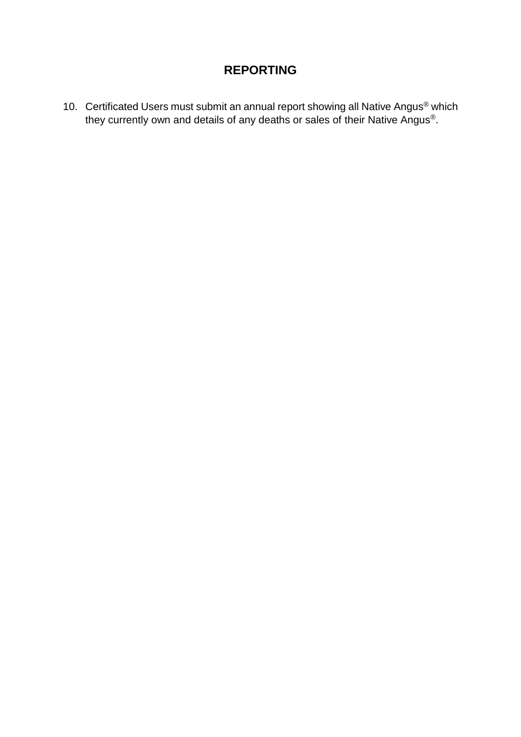## REPORTING

10. Certificated Users must submit an annual report showing all Native Angus® which they currently own and details of any deaths or sales of their Native Angus®.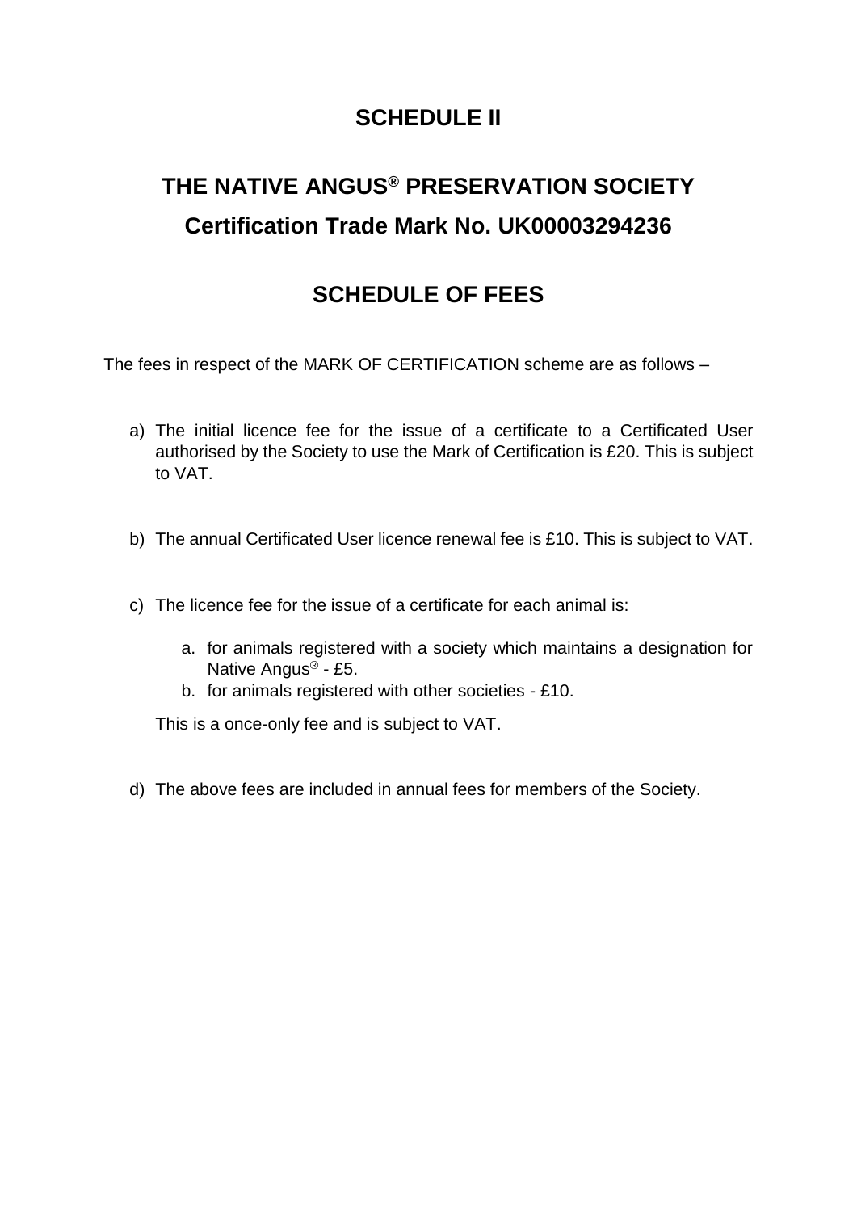# SCHEDULE II

## THE NATIVE ANGUS® PRESERVATION SOCIETY

## Certification Trade Mark No. UK00003294236

## SCHEDULE OF FEES

The fees in respect of the MARK OF CERTIFICATION scheme are as follows –

a) The initial licence fee for the issue of a certificate to a Certificated User authorised by the Society to use the Mark of Certification is £20. This is subject to VAT.

b) The annual Certificated User licence renewal fee is £10. This is subject to VAT.

c) The licence fee for the issue of a certificate for each animal is:

   a. for animals registered with a society which maintains a designation for Native Angus® - £5.
   b. for animals registered with other societies - £10.

   This is a once-only fee and is subject to VAT.

d) The above fees are included in annual fees for members of the Society.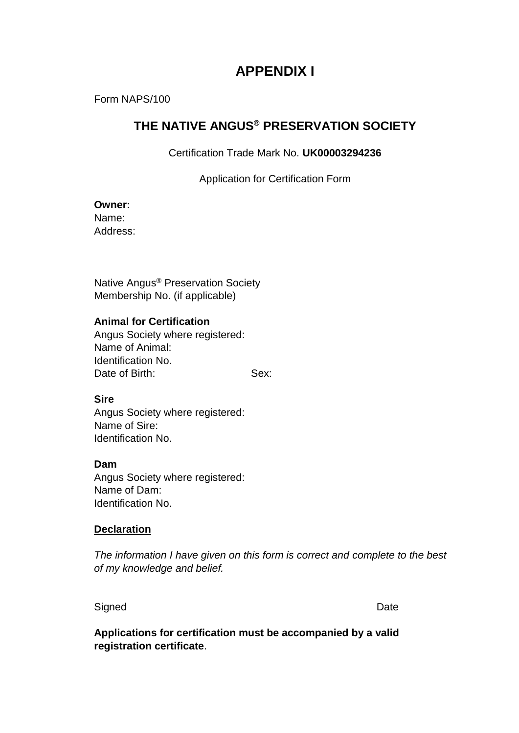# APPENDIX I

Form NAPS/100

## THE NATIVE ANGUS® PRESERVATION SOCIETY

Certification Trade Mark No. **UK00003294236**

Application for Certification Form

**Owner:**
Name:
Address:

Native Angus® Preservation Society
Membership No. (if applicable)

**Animal for Certification**
Angus Society where registered:
Name of Animal:
Identification No.
Date of Birth: Sex:

**Sire**
Angus Society where registered:
Name of Sire:
Identification No.

**Dam**
Angus Society where registered:
Name of Dam:
Identification No.

**Declaration**

*The information I have given on this form is correct and complete to the best of my knowledge and belief.*

Signed Date

**Applications for certification must be accompanied by a valid registration certificate**.